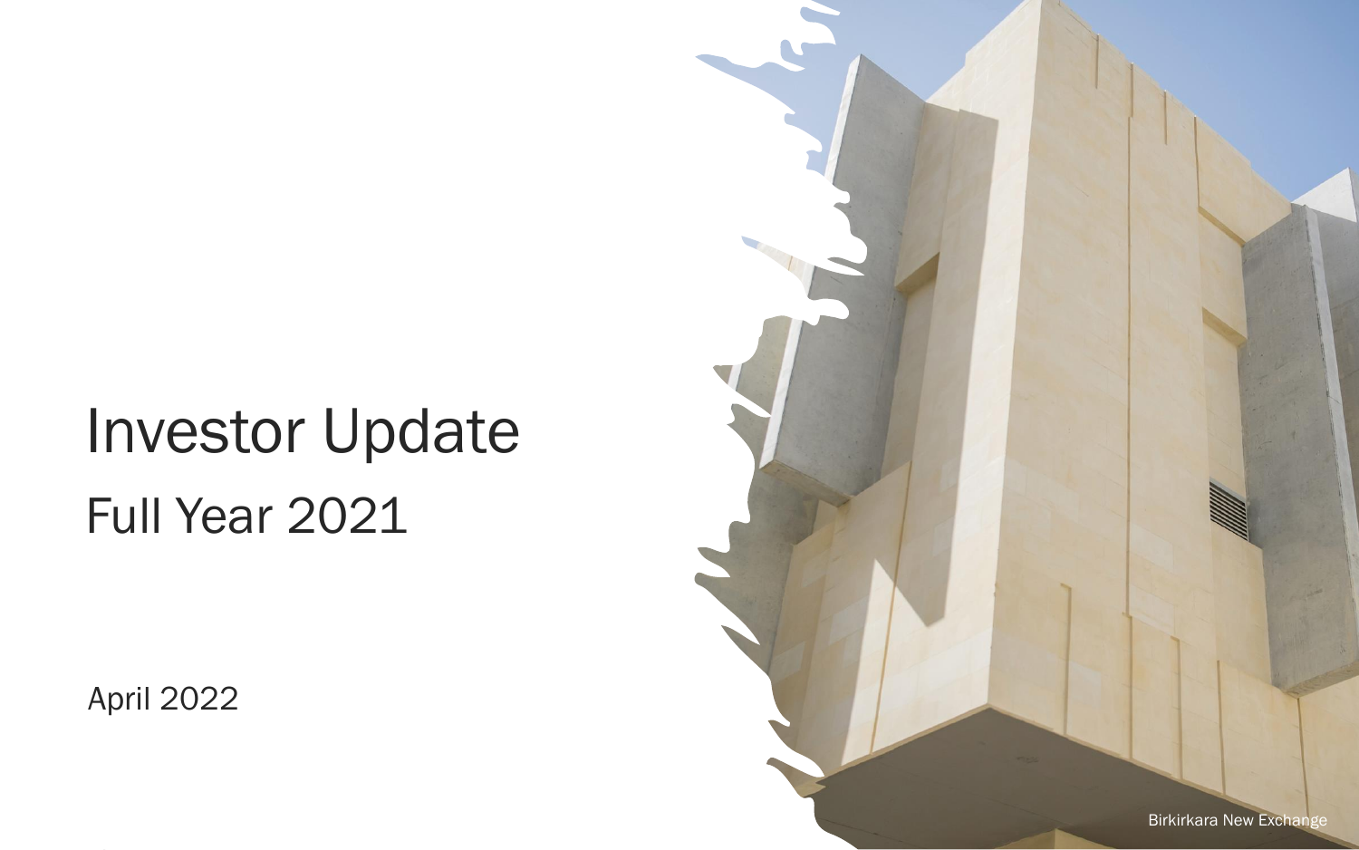# Investor Update

## Full Year 2021

April 2022

Birkirkara New Exchange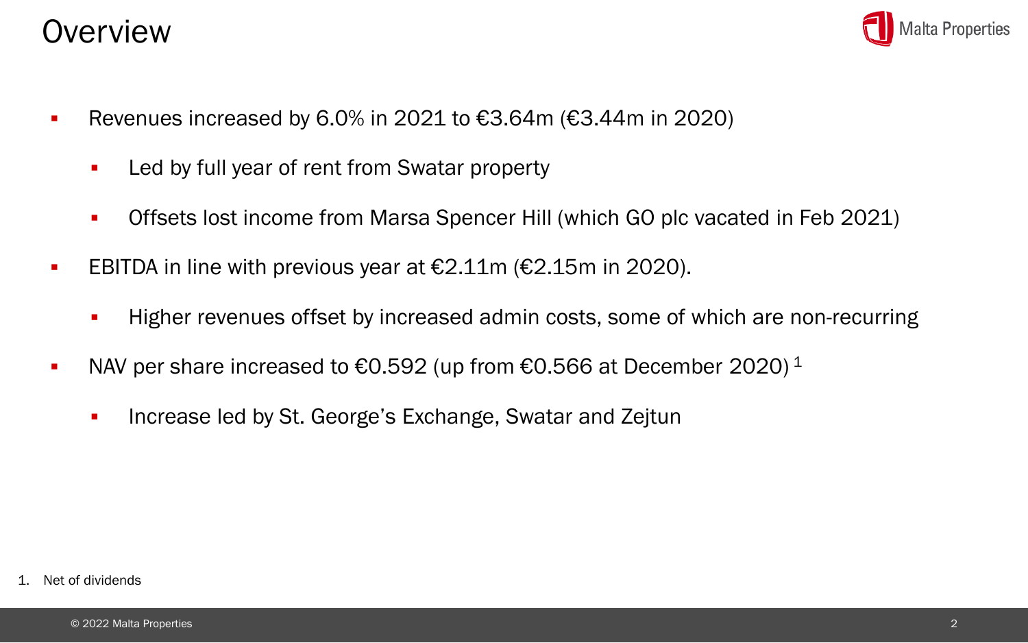# Overview

- Revenues increased by 6.0% in 2021 to €3.64m (€3.44m in 2020)
  - Led by full year of rent from Swatar property
  - Offsets lost income from Marsa Spencer Hill (which GO plc vacated in Feb 2021)
- EBITDA in line with previous year at €2.11m (€2.15m in 2020).
  - Higher revenues offset by increased admin costs, some of which are non-recurring
- NAV per share increased to €0.592 (up from €0.566 at December 2020) [1]
  - Increase led by St. George's Exchange, Swatar and Zejtun

1. Net of dividends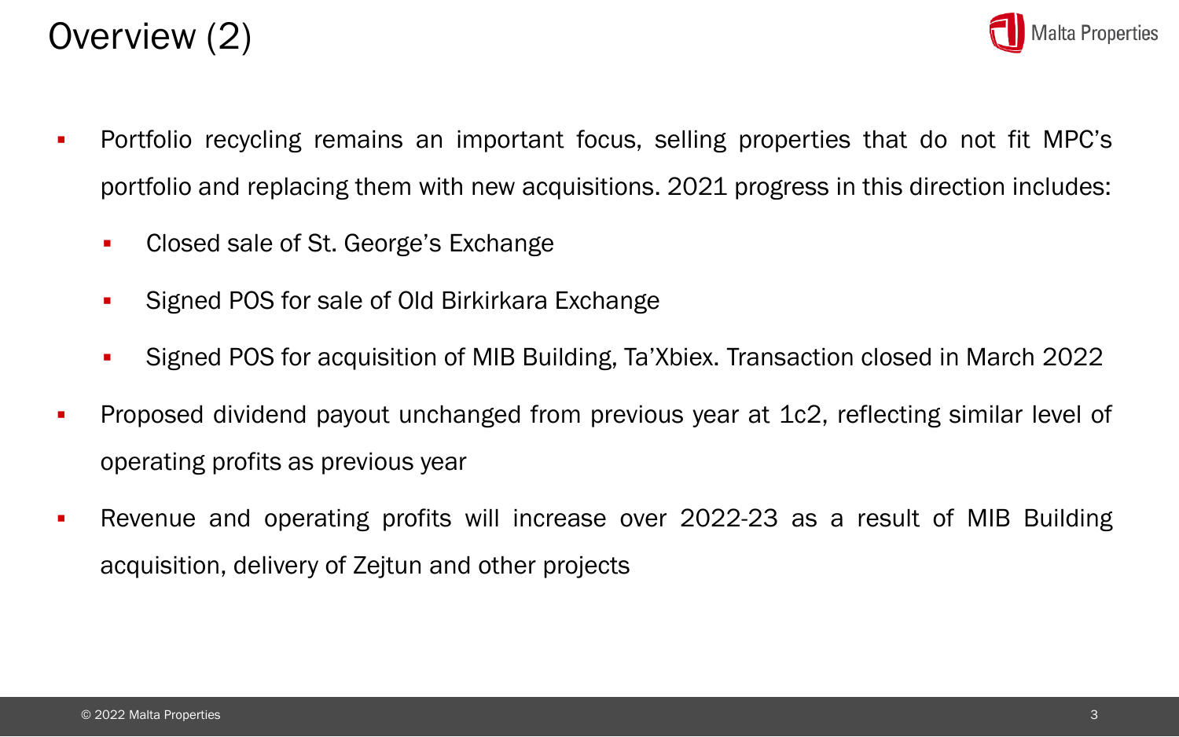# Overview (2)

- Portfolio recycling remains an important focus, selling properties that do not fit MPC's portfolio and replacing them with new acquisitions. 2021 progress in this direction includes:
  - Closed sale of St. George's Exchange
  - Signed POS for sale of Old Birkirkara Exchange
  - Signed POS for acquisition of MIB Building, Ta'Xbiex. Transaction closed in March 2022
- Proposed dividend payout unchanged from previous year at 1c2, reflecting similar level of operating profits as previous year
- Revenue and operating profits will increase over 2022-23 as a result of MIB Building acquisition, delivery of Zejtun and other projects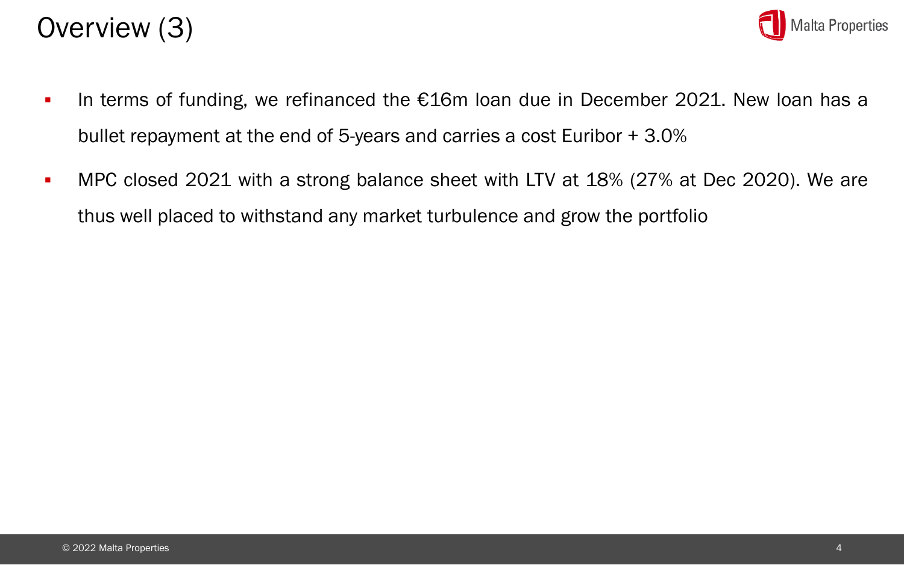# Overview (3)

- In terms of funding, we refinanced the €16m loan due in December 2021. New loan has a bullet repayment at the end of 5-years and carries a cost Euribor + 3.0%
- MPC closed 2021 with a strong balance sheet with LTV at 18% (27% at Dec 2020). We are thus well placed to withstand any market turbulence and grow the portfolio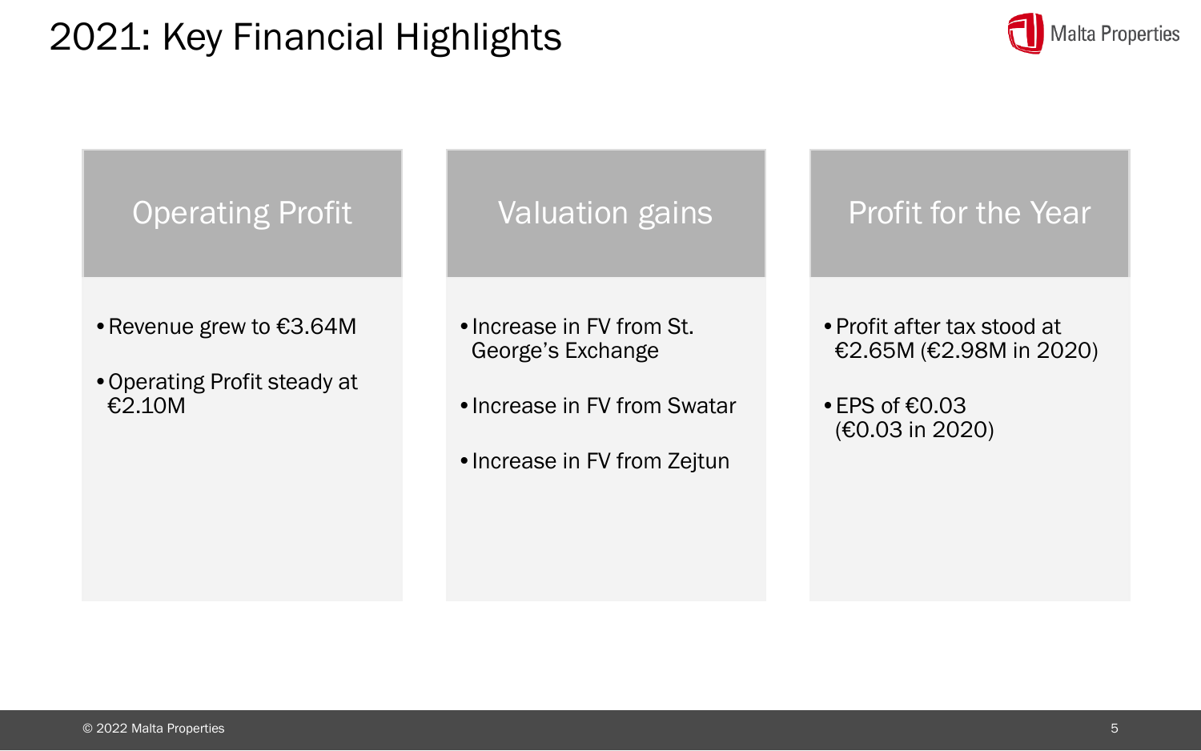# 2021: Key Financial Highlights

## Operating Profit

- Revenue grew to €3.64M
- Operating Profit steady at €2.10M

## Valuation gains

- Increase in FV from St. George's Exchange
- Increase in FV from Swatar
- Increase in FV from Zejtun

## Profit for the Year

- Profit after tax stood at €2.65M (€2.98M in 2020)
- EPS of €0.03 (€0.03 in 2020)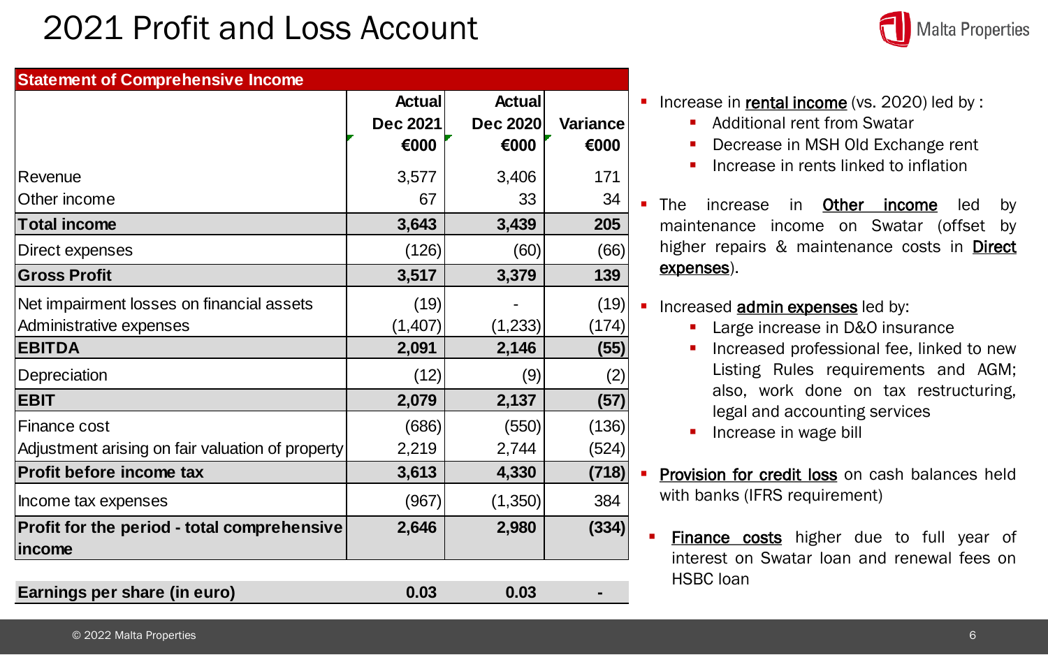# 2021 Profit and Loss Account

| Statement of Comprehensive Income | Actual Dec 2021 €000 | Actual Dec 2020 €000 | Variance €000 |
|---|---|---|---|
| Revenue | 3,577 | 3,406 | 171 |
| Other income | 67 | 33 | 34 |
| **Total income** | **3,643** | **3,439** | **205** |
| Direct expenses | (126) | (60) | (66) |
| **Gross Profit** | **3,517** | **3,379** | **139** |
| Net impairment losses on financial assets | (19) | - | (19) |
| Administrative expenses | (1,407) | (1,233) | (174) |
| **EBITDA** | **2,091** | **2,146** | **(55)** |
| Depreciation | (12) | (9) | (2) |
| **EBIT** | **2,079** | **2,137** | **(57)** |
| Finance cost | (686) | (550) | (136) |
| Adjustment arising on fair valuation of property | 2,219 | 2,744 | (524) |
| **Profit before income tax** | **3,613** | **4,330** | **(718)** |
| Income tax expenses | (967) | (1,350) | 384 |
| **Profit for the period - total comprehensive income** | **2,646** | **2,980** | **(334)** |
| | | | |
| **Earnings per share (in euro)** | **0.03** | **0.03** | **-** |

- Increase in **rental income** (vs. 2020) led by :
  - Additional rent from Swatar
  - Decrease in MSH Old Exchange rent
  - Increase in rents linked to inflation
- The increase in **Other income** led by maintenance income on Swatar (offset by higher repairs & maintenance costs in **Direct expenses**).
- Increased **admin expenses** led by:
  - Large increase in D&O insurance
  - Increased professional fee, linked to new Listing Rules requirements and AGM; also, work done on tax restructuring, legal and accounting services
  - Increase in wage bill
- **Provision for credit loss** on cash balances held with banks (IFRS requirement)
- **Finance costs** higher due to full year of interest on Swatar loan and renewal fees on HSBC loan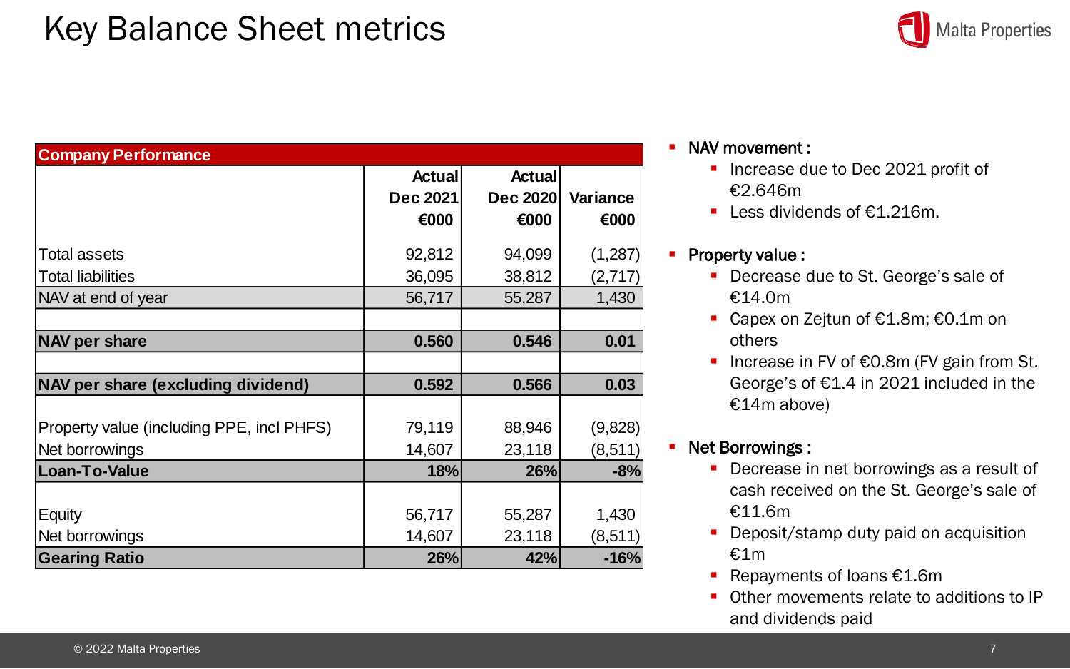# Key Balance Sheet metrics

| Company Performance | Actual Dec 2021 €000 | Actual Dec 2020 €000 | Variance €000 |
|---|---|---|---|
| Total assets | 92,812 | 94,099 | (1,287) |
| Total liabilities | 36,095 | 38,812 | (2,717) |
| NAV at end of year | 56,717 | 55,287 | 1,430 |
| | | | |
| **NAV per share** | **0.560** | **0.546** | **0.01** |
| | | | |
| **NAV per share (excluding dividend)** | **0.592** | **0.566** | **0.03** |
| | | | |
| Property value (including PPE, incl PHFS) | 79,119 | 88,946 | (9,828) |
| Net borrowings | 14,607 | 23,118 | (8,511) |
| **Loan-To-Value** | **18%** | **26%** | **-8%** |
| | | | |
| Equity | 56,717 | 55,287 | 1,430 |
| Net borrowings | 14,607 | 23,118 | (8,511) |
| **Gearing Ratio** | **26%** | **42%** | **-16%** |

- NAV movement :
  - Increase due to Dec 2021 profit of €2.646m
  - Less dividends of €1.216m.
- Property value :
  - Decrease due to St. George's sale of €14.0m
  - Capex on Zejtun of €1.8m; €0.1m on others
  - Increase in FV of €0.8m (FV gain from St. George's of €1.4 in 2021 included in the €14m above)
- Net Borrowings :
  - Decrease in net borrowings as a result of cash received on the St. George's sale of €11.6m
  - Deposit/stamp duty paid on acquisition €1m
  - Repayments of loans €1.6m
  - Other movements relate to additions to IP and dividends paid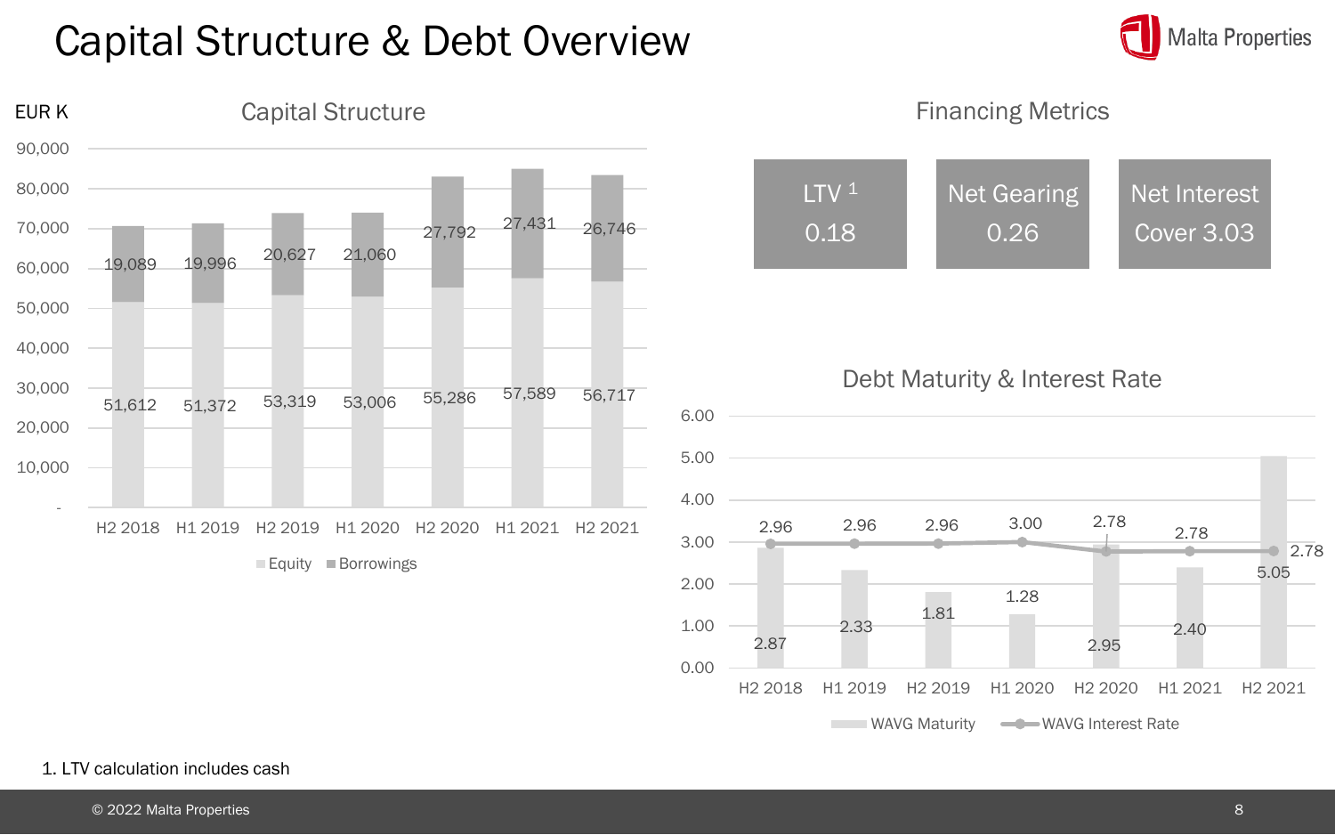# Capital Structure & Debt Overview

## Capital Structure

EUR K

| | H2 2018 | H1 2019 | H2 2019 | H1 2020 | H2 2020 | H1 2021 | H2 2021 |
|---|---|---|---|---|---|---|---|
| Equity | 51,612 | 51,372 | 53,319 | 53,006 | 55,286 | 57,589 | 56,717 |
| Borrowings | 19,089 | 19,996 | 20,627 | 21,060 | 27,792 | 27,431 | 26,746 |

## Financing Metrics

| LTV [1] | Net Gearing | Net Interest Cover |
|---|---|---|
| 0.18 | 0.26 | 3.03 |

## Debt Maturity & Interest Rate

| | H2 2018 | H1 2019 | H2 2019 | H1 2020 | H2 2020 | H1 2021 | H2 2021 |
|---|---|---|---|---|---|---|---|
| WAVG Maturity | 2.87 | 2.33 | 1.81 | 1.28 | 2.95 | 2.40 | 5.05 |
| WAVG Interest Rate | 2.96 | 2.96 | 2.96 | 3.00 | 2.78 | 2.78 | 2.78 |

1. LTV calculation includes cash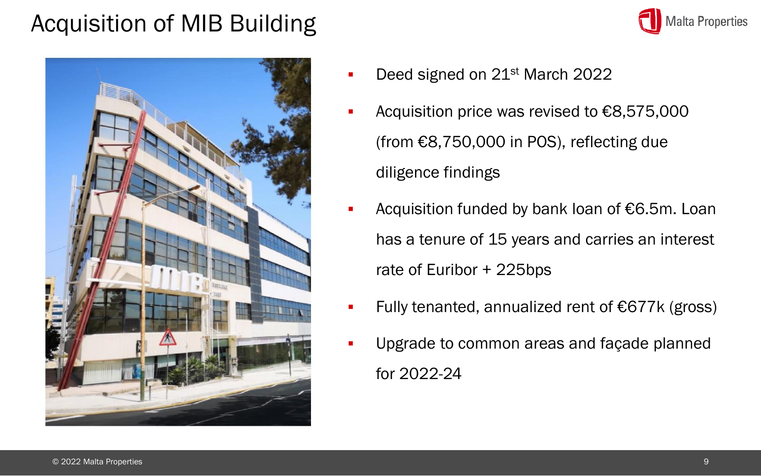# Acquisition of MIB Building

- Deed signed on 21st March 2022
- Acquisition price was revised to €8,575,000 (from €8,750,000 in POS), reflecting due diligence findings
- Acquisition funded by bank loan of €6.5m. Loan has a tenure of 15 years and carries an interest rate of Euribor + 225bps
- Fully tenanted, annualized rent of €677k (gross)
- Upgrade to common areas and façade planned for 2022-24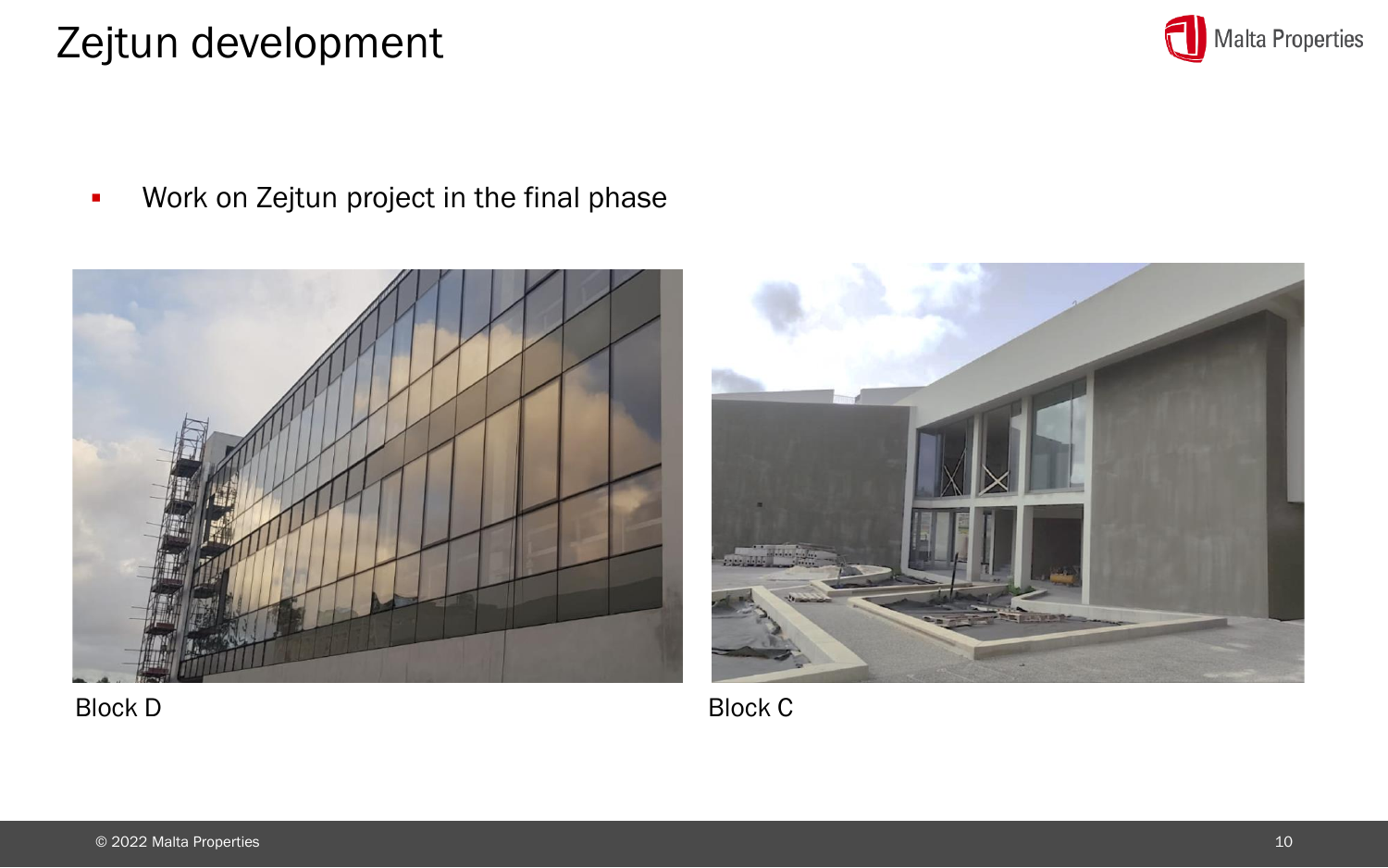# Zejtun development

- Work on Zejtun project in the final phase

Block D

Block C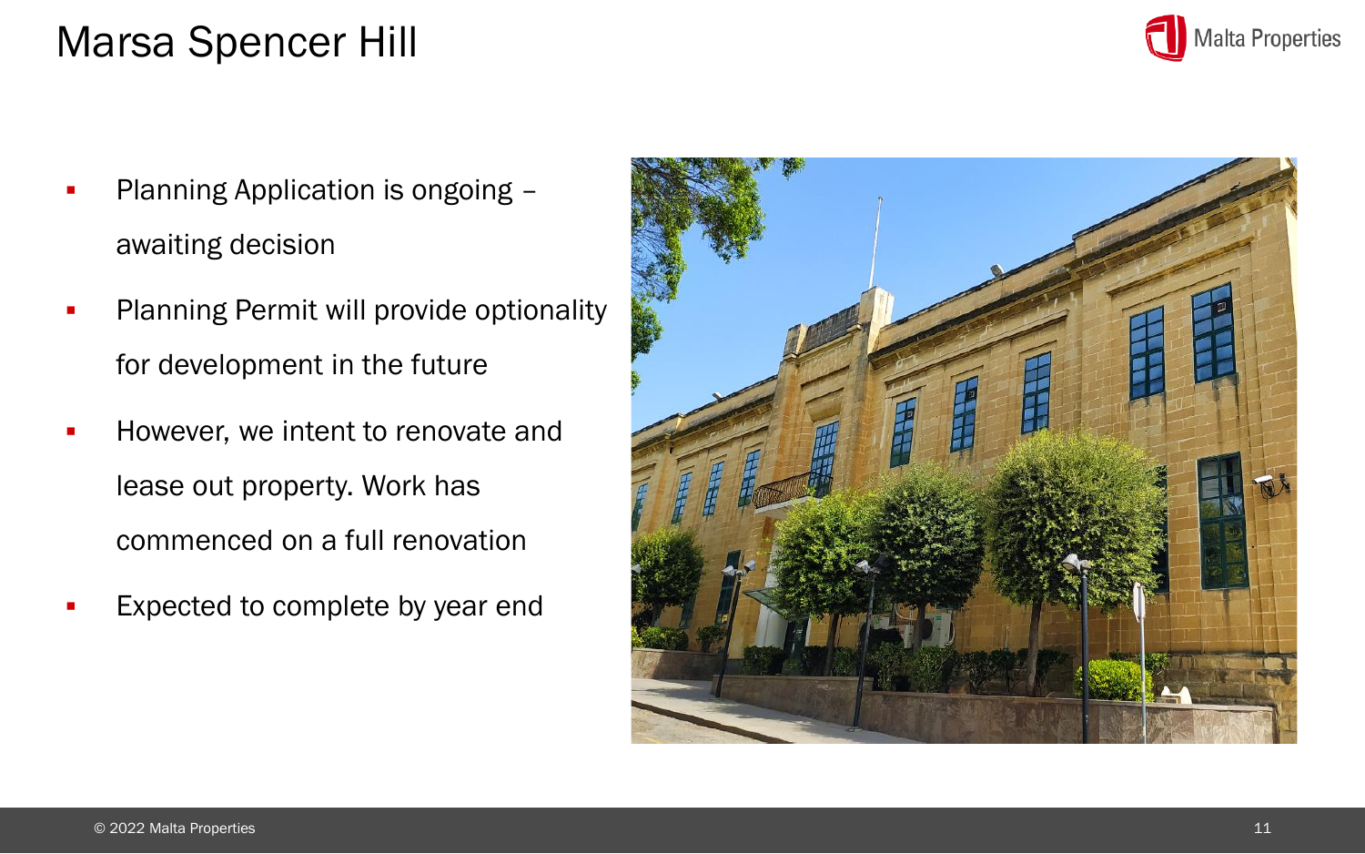# Marsa Spencer Hill

- Planning Application is ongoing – awaiting decision
- Planning Permit will provide optionality for development in the future
- However, we intent to renovate and lease out property. Work has commenced on a full renovation
- Expected to complete by year end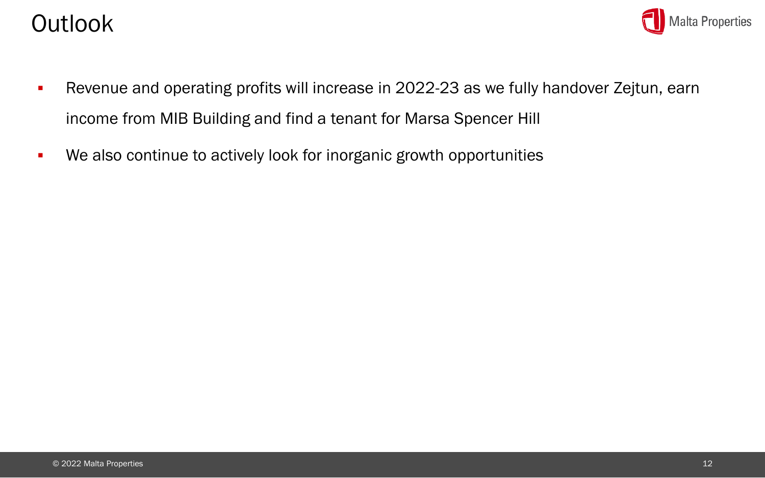# Outlook

- Revenue and operating profits will increase in 2022-23 as we fully handover Zejtun, earn income from MIB Building and find a tenant for Marsa Spencer Hill
- We also continue to actively look for inorganic growth opportunities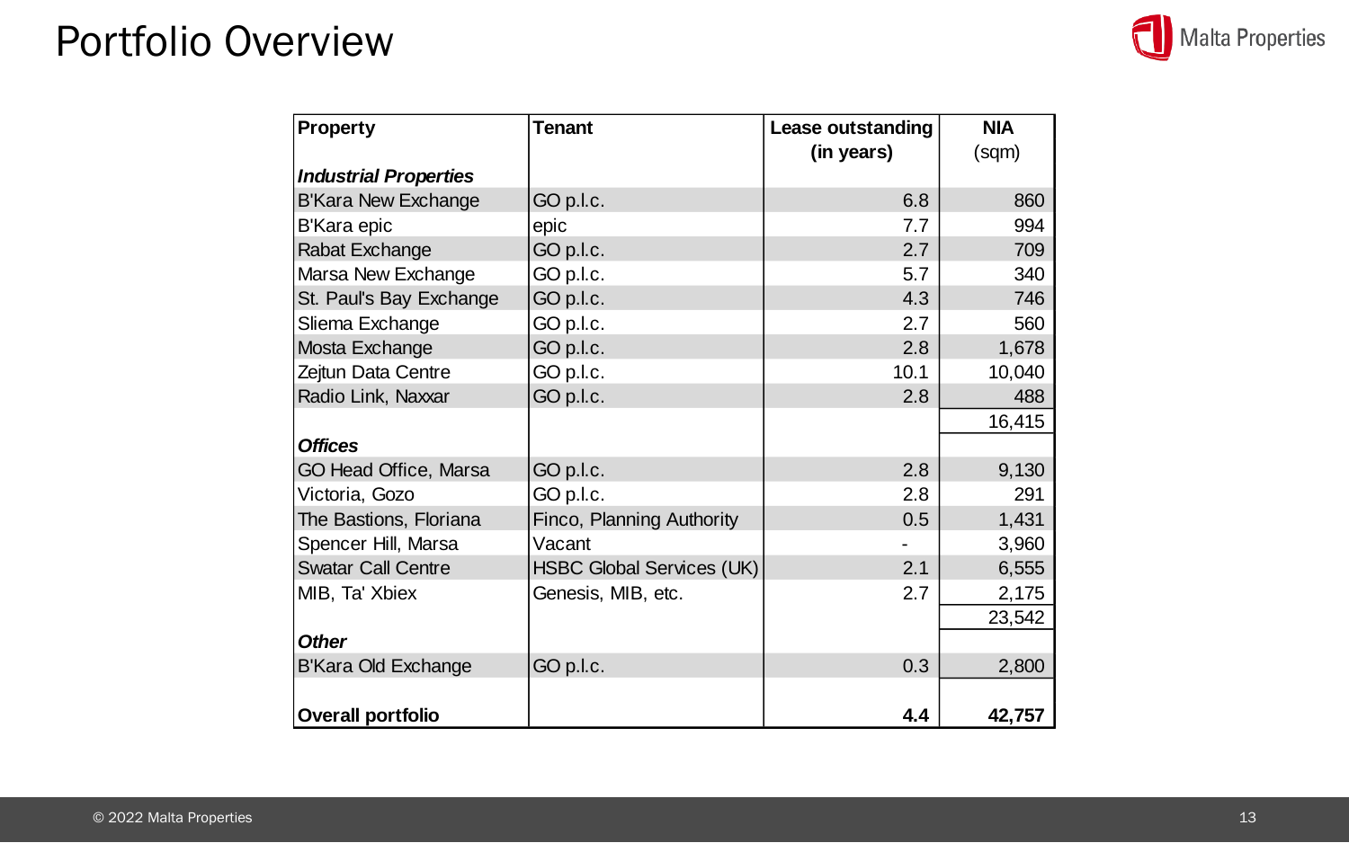# Portfolio Overview

| Property | Tenant | Lease outstanding (in years) | NIA (sqm) |
|---|---|---|---|
| ***Industrial Properties*** | | | |
| B'Kara New Exchange | GO p.l.c. | 6.8 | 860 |
| B'Kara epic | epic | 7.7 | 994 |
| Rabat Exchange | GO p.l.c. | 2.7 | 709 |
| Marsa New Exchange | GO p.l.c. | 5.7 | 340 |
| St. Paul's Bay Exchange | GO p.l.c. | 4.3 | 746 |
| Sliema Exchange | GO p.l.c. | 2.7 | 560 |
| Mosta Exchange | GO p.l.c. | 2.8 | 1,678 |
| Zejtun Data Centre | GO p.l.c. | 10.1 | 10,040 |
| Radio Link, Naxxar | GO p.l.c. | 2.8 | 488 |
| | | | 16,415 |
| ***Offices*** | | | |
| GO Head Office, Marsa | GO p.l.c. | 2.8 | 9,130 |
| Victoria, Gozo | GO p.l.c. | 2.8 | 291 |
| The Bastions, Floriana | Finco, Planning Authority | 0.5 | 1,431 |
| Spencer Hill, Marsa | Vacant | - | 3,960 |
| Swatar Call Centre | HSBC Global Services (UK) | 2.1 | 6,555 |
| MIB, Ta' Xbiex | Genesis, MIB, etc. | 2.7 | 2,175 |
| | | | 23,542 |
| ***Other*** | | | |
| B'Kara Old Exchange | GO p.l.c. | 0.3 | 2,800 |
| **Overall portfolio** | | **4.4** | **42,757** |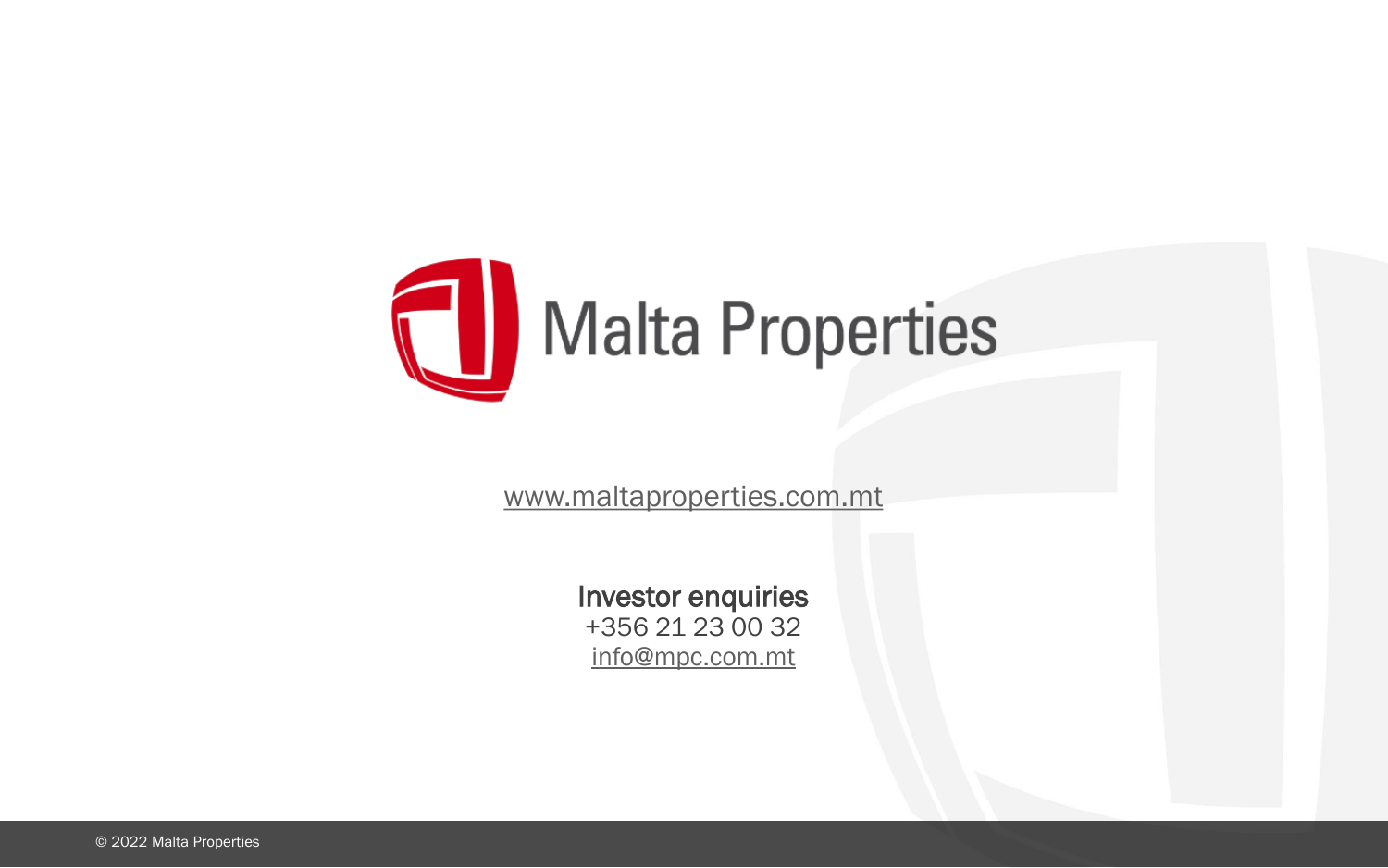Malta Properties

www.maltaproperties.com.mt

**Investor enquiries**
+356 21 23 00 32
info@mpc.com.mt

© 2022 Malta Properties